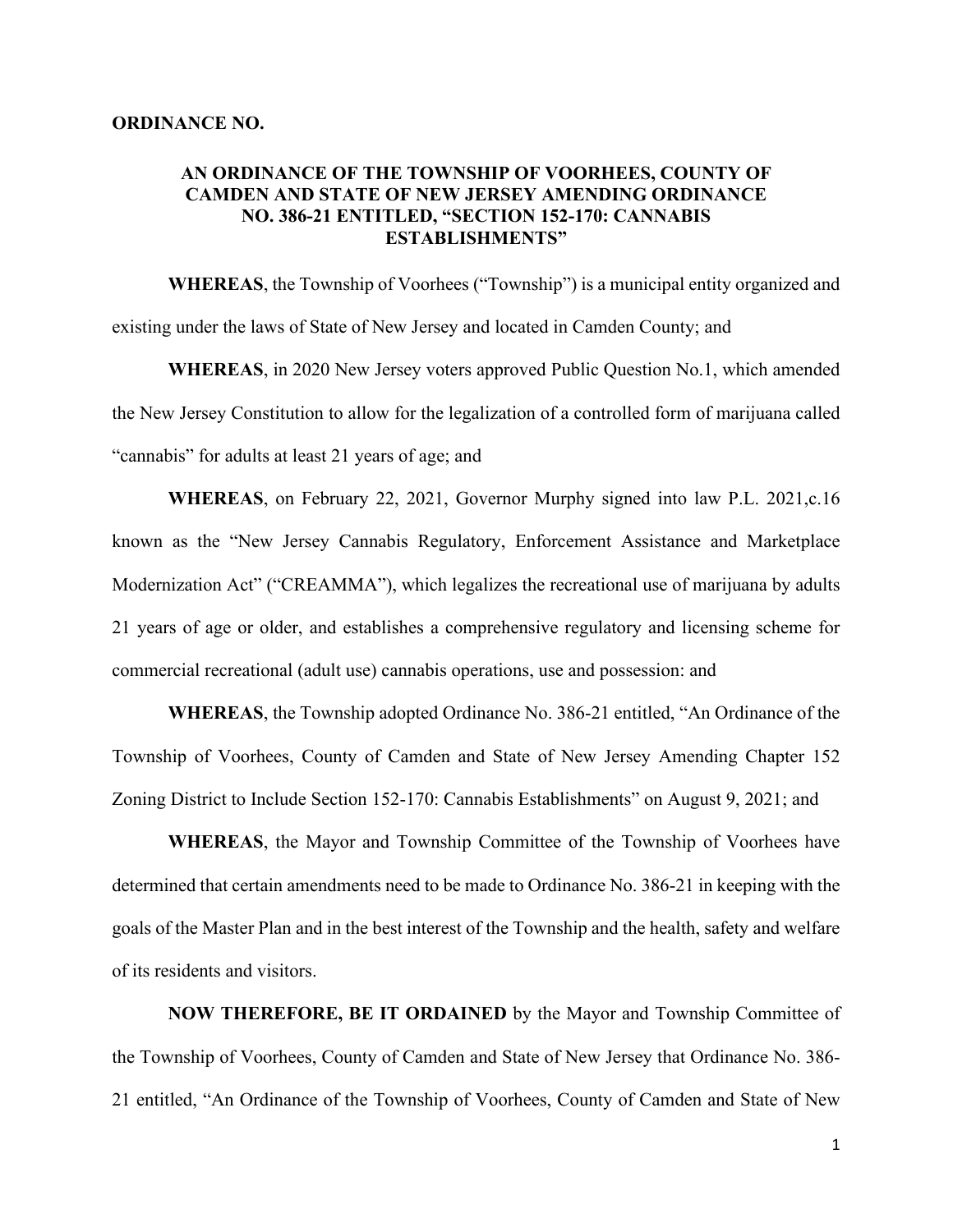**ORDINANCE NO.**

## AN ORDINANCE OF THE TOWNSHIP OF VOORHEES, COUNTY OF CAMDEN AND STATE OF NEW JERSEY AMENDING ORDINANCE NO. 386-21 ENTITLED, "SECTION 152-170: CANNABIS ESTABLISHMENTS"

**WHEREAS**, the Township of Voorhees ("Township") is a municipal entity organized and existing under the laws of State of New Jersey and located in Camden County; and

**WHEREAS**, in 2020 New Jersey voters approved Public Question No.1, which amended the New Jersey Constitution to allow for the legalization of a controlled form of marijuana called "cannabis" for adults at least 21 years of age; and

**WHEREAS**, on February 22, 2021, Governor Murphy signed into law P.L. 2021,c.16 known as the "New Jersey Cannabis Regulatory, Enforcement Assistance and Marketplace Modernization Act" ("CREAMMA"), which legalizes the recreational use of marijuana by adults 21 years of age or older, and establishes a comprehensive regulatory and licensing scheme for commercial recreational (adult use) cannabis operations, use and possession: and

**WHEREAS**, the Township adopted Ordinance No. 386-21 entitled, "An Ordinance of the Township of Voorhees, County of Camden and State of New Jersey Amending Chapter 152 Zoning District to Include Section 152-170: Cannabis Establishments" on August 9, 2021; and

**WHEREAS**, the Mayor and Township Committee of the Township of Voorhees have determined that certain amendments need to be made to Ordinance No. 386-21 in keeping with the goals of the Master Plan and in the best interest of the Township and the health, safety and welfare of its residents and visitors.

**NOW THEREFORE, BE IT ORDAINED** by the Mayor and Township Committee of the Township of Voorhees, County of Camden and State of New Jersey that Ordinance No. 386-21 entitled, "An Ordinance of the Township of Voorhees, County of Camden and State of New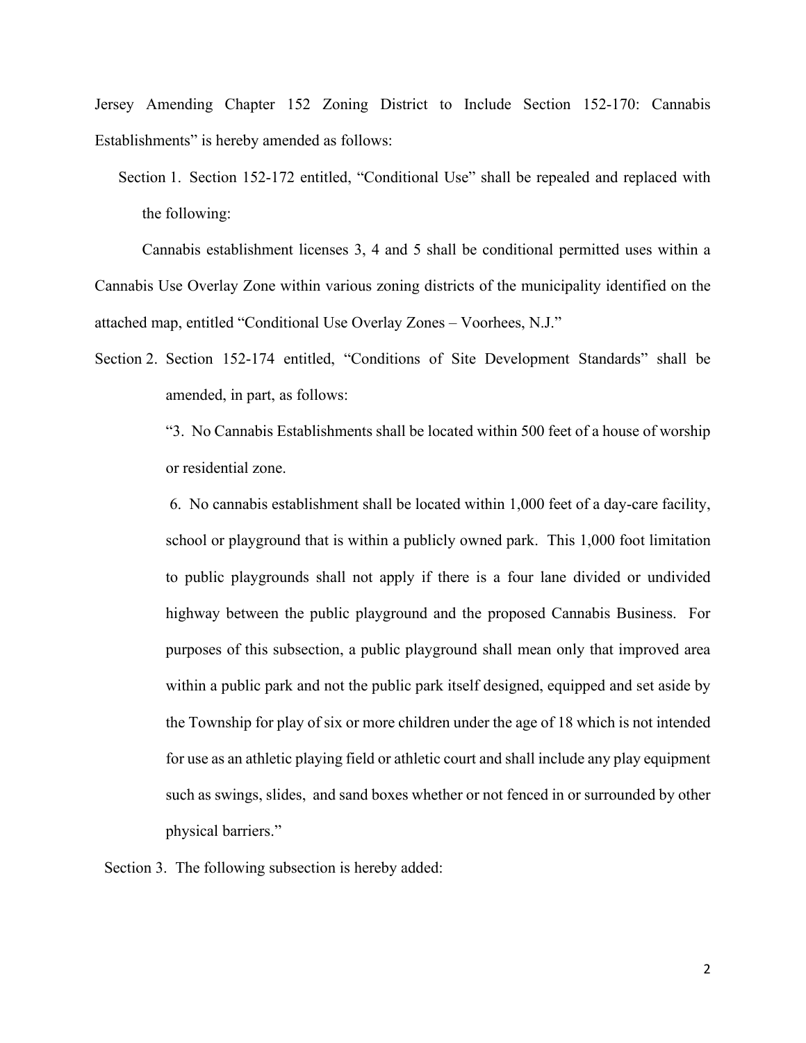Jersey Amending Chapter 152 Zoning District to Include Section 152-170: Cannabis Establishments" is hereby amended as follows:

Section 1. Section 152-172 entitled, "Conditional Use" shall be repealed and replaced with the following:

Cannabis establishment licenses 3, 4 and 5 shall be conditional permitted uses within a Cannabis Use Overlay Zone within various zoning districts of the municipality identified on the attached map, entitled "Conditional Use Overlay Zones – Voorhees, N.J."

Section 2. Section 152-174 entitled, "Conditions of Site Development Standards" shall be amended, in part, as follows:

"3. No Cannabis Establishments shall be located within 500 feet of a house of worship or residential zone.

6. No cannabis establishment shall be located within 1,000 feet of a day-care facility, school or playground that is within a publicly owned park. This 1,000 foot limitation to public playgrounds shall not apply if there is a four lane divided or undivided highway between the public playground and the proposed Cannabis Business. For purposes of this subsection, a public playground shall mean only that improved area within a public park and not the public park itself designed, equipped and set aside by the Township for play of six or more children under the age of 18 which is not intended for use as an athletic playing field or athletic court and shall include any play equipment such as swings, slides, and sand boxes whether or not fenced in or surrounded by other physical barriers."

Section 3. The following subsection is hereby added: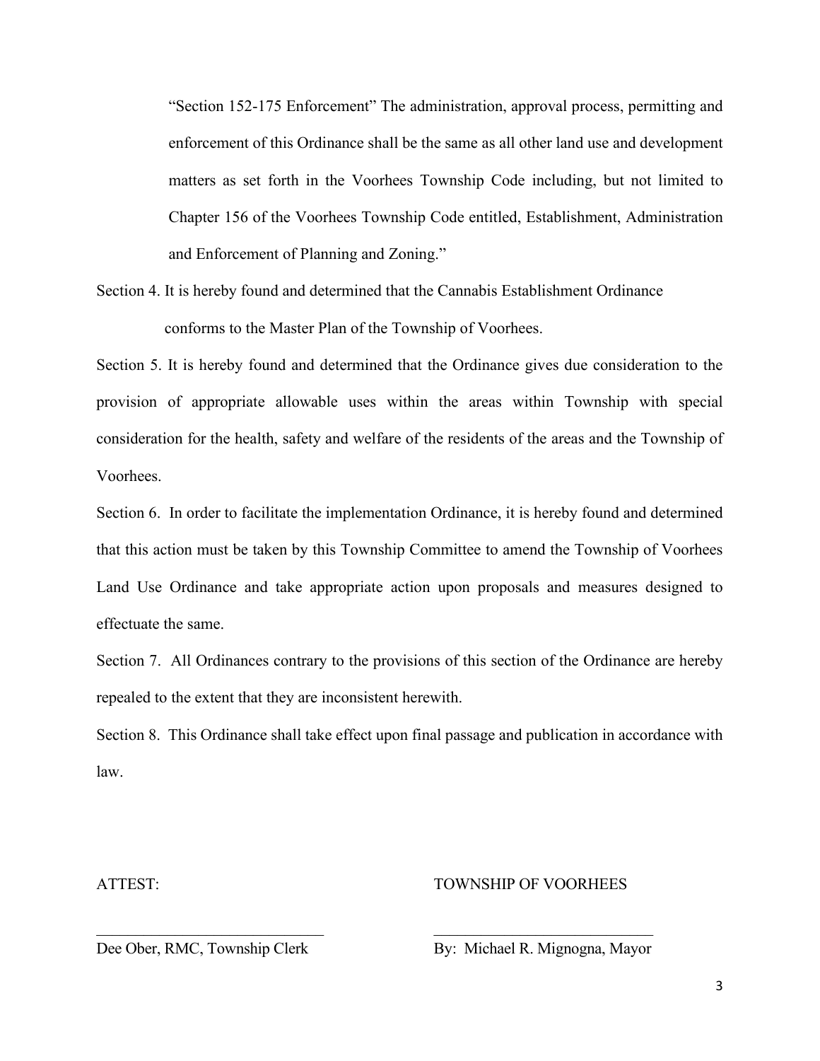"Section 152-175 Enforcement" The administration, approval process, permitting and enforcement of this Ordinance shall be the same as all other land use and development matters as set forth in the Voorhees Township Code including, but not limited to Chapter 156 of the Voorhees Township Code entitled, Establishment, Administration and Enforcement of Planning and Zoning."

Section 4. It is hereby found and determined that the Cannabis Establishment Ordinance conforms to the Master Plan of the Township of Voorhees.

Section 5. It is hereby found and determined that the Ordinance gives due consideration to the provision of appropriate allowable uses within the areas within Township with special consideration for the health, safety and welfare of the residents of the areas and the Township of Voorhees.

Section 6. In order to facilitate the implementation Ordinance, it is hereby found and determined that this action must be taken by this Township Committee to amend the Township of Voorhees Land Use Ordinance and take appropriate action upon proposals and measures designed to effectuate the same.

Section 7. All Ordinances contrary to the provisions of this section of the Ordinance are hereby repealed to the extent that they are inconsistent herewith.

Section 8. This Ordinance shall take effect upon final passage and publication in accordance with law.

ATTEST: TOWNSHIP OF VOORHEES

\_\_\_\_\_\_\_\_\_\_\_\_\_\_\_\_\_\_\_\_\_\_\_\_\_\_\_\_\_\_ \_\_\_\_\_\_\_\_\_\_\_\_\_\_\_\_\_\_\_\_\_\_\_\_\_\_\_\_\_\_

Dee Ober, RMC, Township Clerk By: Michael R. Mignogna, Mayor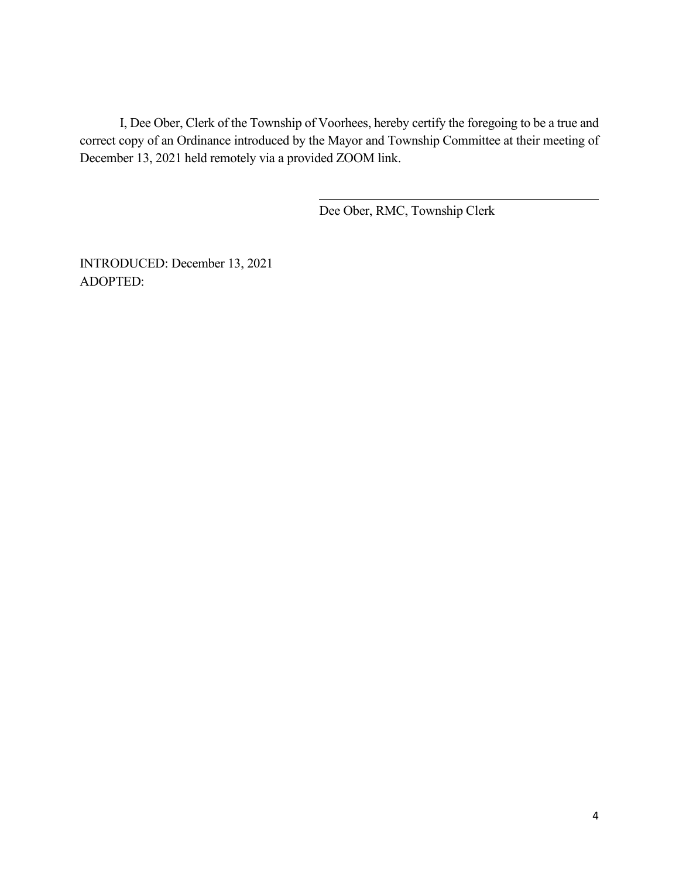I, Dee Ober, Clerk of the Township of Voorhees, hereby certify the foregoing to be a true and correct copy of an Ordinance introduced by the Mayor and Township Committee at their meeting of December 13, 2021 held remotely via a provided ZOOM link.

\_\_\_\_\_\_\_\_\_\_\_\_\_\_\_\_\_\_\_\_\_\_\_\_\_\_\_\_\_\_\_\_\_\_\_\_\_\_\_\_

Dee Ober, RMC, Township Clerk

INTRODUCED: December 13, 2021
ADOPTED: